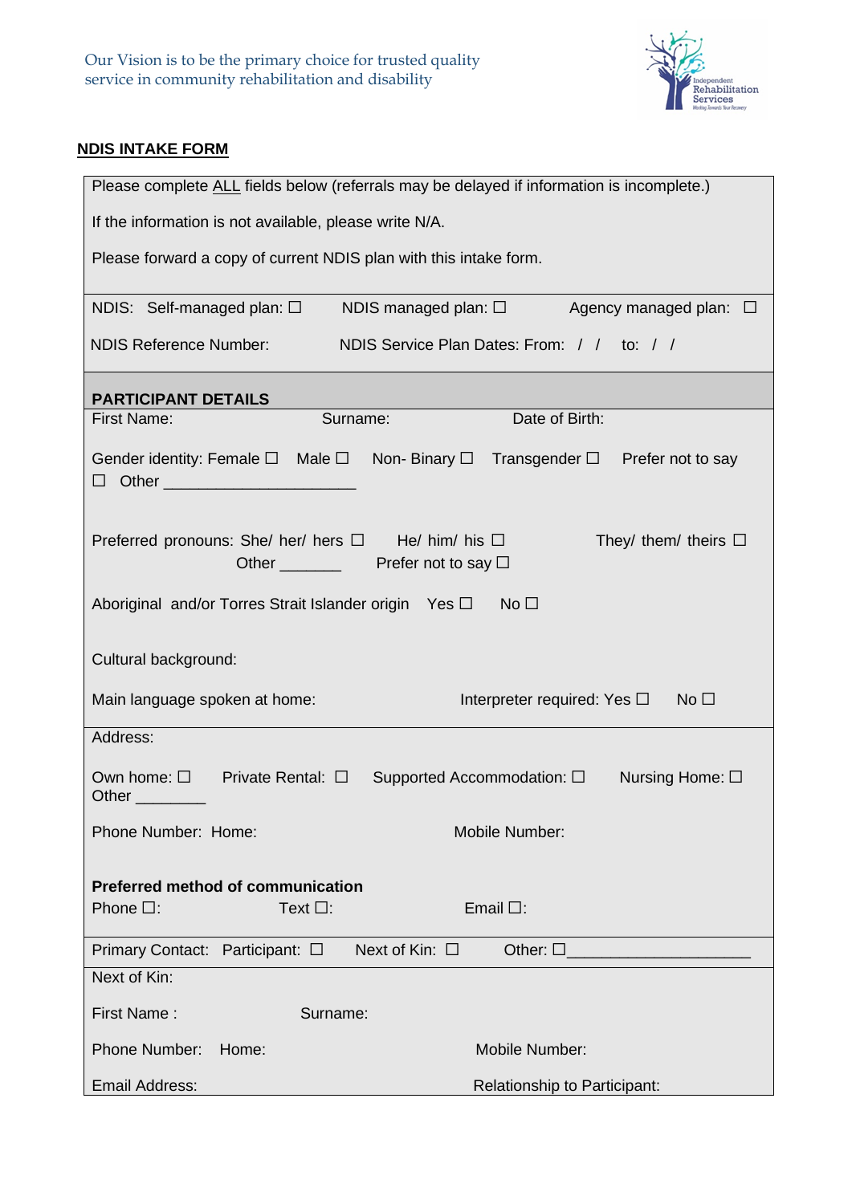Our Vision is to be the primary choice for trusted quality service in community rehabilitation and disability

Independent Rehabilitation Services

## NDIS INTAKE FORM

Please complete ALL fields below (referrals may be delayed if information is incomplete.)

If the information is not available, please write N/A.

Please forward a copy of current NDIS plan with this intake form.

NDIS: Self-managed plan: ☐ NDIS managed plan: ☐ Agency managed plan: ☐

NDIS Reference Number: NDIS Service Plan Dates: From: / / to: / /

**PARTICIPANT DETAILS**

First Name: Surname: Date of Birth:

Gender identity: Female ☐ Male ☐ Non- Binary ☐ Transgender ☐ Prefer not to say ☐ Other ______________________

Preferred pronouns: She/ her/ hers ☐ He/ him/ his ☐ They/ them/ theirs ☐ Other _______ Prefer not to say ☐

Aboriginal and/or Torres Strait Islander origin Yes ☐ No ☐

Cultural background:

Main language spoken at home: Interpreter required: Yes ☐ No ☐

Address:

Own home: ☐ Private Rental: ☐ Supported Accommodation: ☐ Nursing Home: ☐ Other ________

Phone Number: Home: Mobile Number:

**Preferred method of communication**

Phone ☐: Text ☐: Email ☐:

Primary Contact: Participant: ☐ Next of Kin: ☐ Other: ☐_____________________

Next of Kin:

First Name : Surname:

Phone Number: Home: Mobile Number:

Email Address: Relationship to Participant: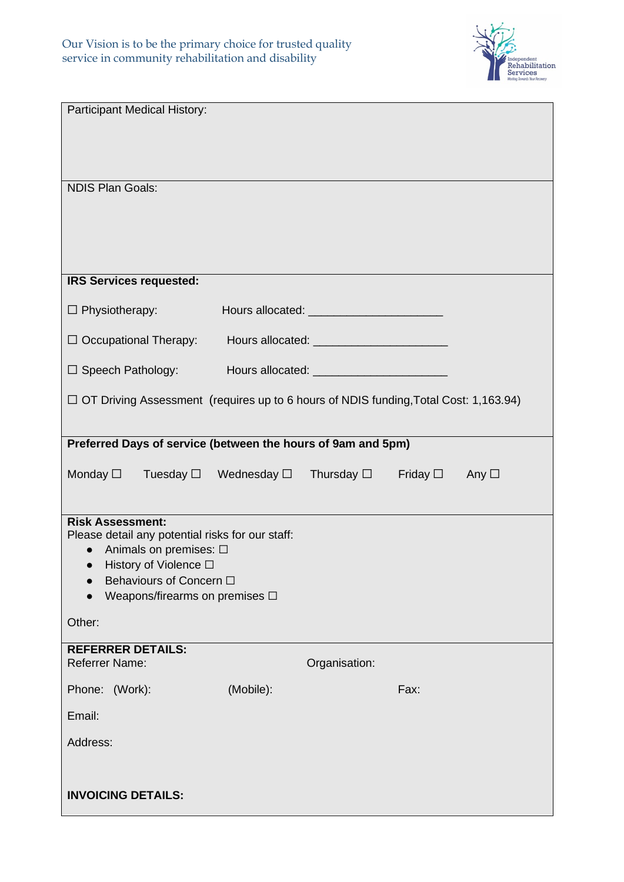Participant Medical History:

NDIS Plan Goals:

**IRS Services requested:**

☐ Physiotherapy: Hours allocated: ____________________

☐ Occupational Therapy: Hours allocated: ____________________

☐ Speech Pathology: Hours allocated: ____________________

☐ OT Driving Assessment (requires up to 6 hours of NDIS funding,Total Cost: 1,163.94)

**Preferred Days of service (between the hours of 9am and 5pm)**

Monday ☐ Tuesday ☐ Wednesday ☐ Thursday ☐ Friday ☐ Any ☐

**Risk Assessment:**
Please detail any potential risks for our staff:

- Animals on premises: ☐
- History of Violence ☐
- Behaviours of Concern ☐
- Weapons/firearms on premises ☐

Other:

**REFERRER DETAILS:**
Referrer Name: Organisation:

Phone: (Work): (Mobile): Fax:

Email:

Address:

**INVOICING DETAILS:**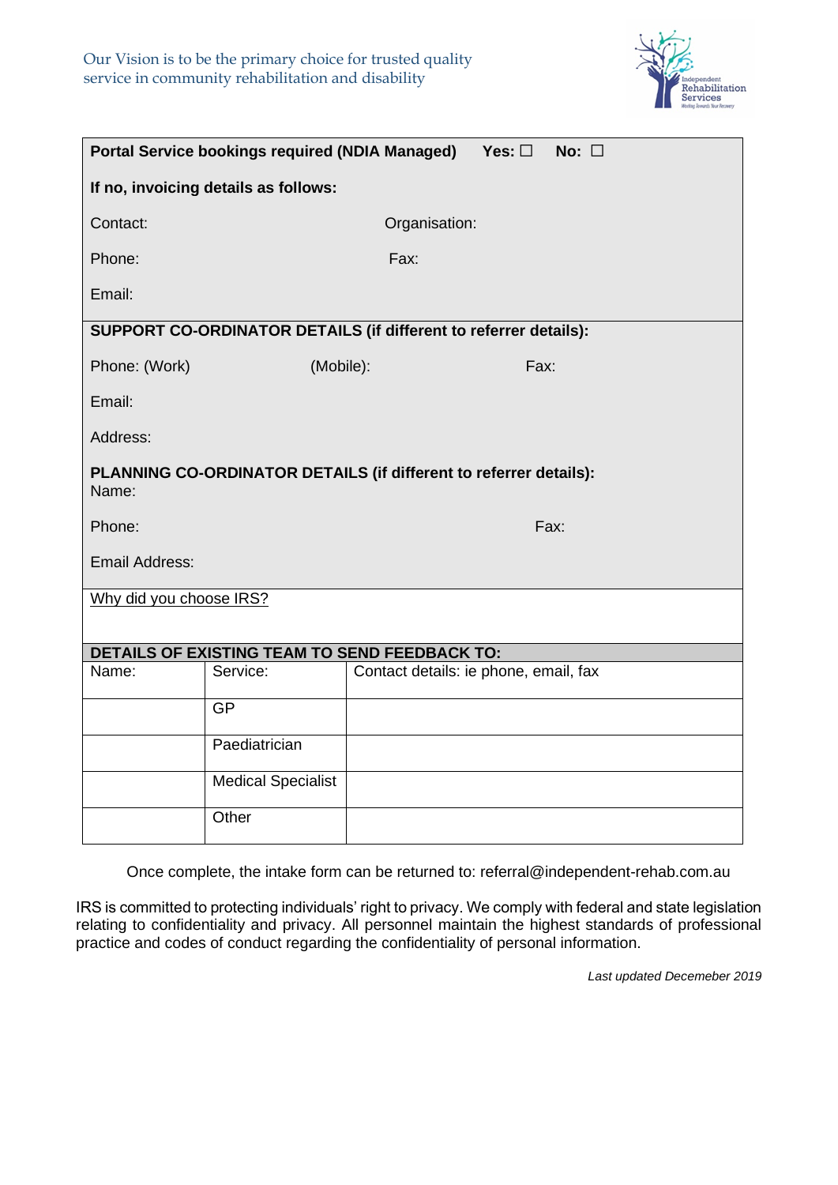Our Vision is to be the primary choice for trusted quality service in community rehabilitation and disability

**Portal Service bookings required (NDIA Managed)** **Yes:** ☐ **No:** ☐

**If no, invoicing details as follows:**

Contact: Organisation:

Phone: Fax:

Email:

**SUPPORT CO-ORDINATOR DETAILS (if different to referrer details):**

Phone: (Work) (Mobile): Fax:

Email:

Address:

**PLANNING CO-ORDINATOR DETAILS (if different to referrer details):**
Name:

Phone: Fax:

Email Address:

Why did you choose IRS?

**DETAILS OF EXISTING TEAM TO SEND FEEDBACK TO:**

| Name: | Service: | Contact details: ie phone, email, fax |
|---|---|---|
| | GP | |
| | Paediatrician | |
| | Medical Specialist | |
| | Other | |

Once complete, the intake form can be returned to: referral@independent-rehab.com.au

IRS is committed to protecting individuals' right to privacy. We comply with federal and state legislation relating to confidentiality and privacy. All personnel maintain the highest standards of professional practice and codes of conduct regarding the confidentiality of personal information.

*Last updated Decemeber 2019*